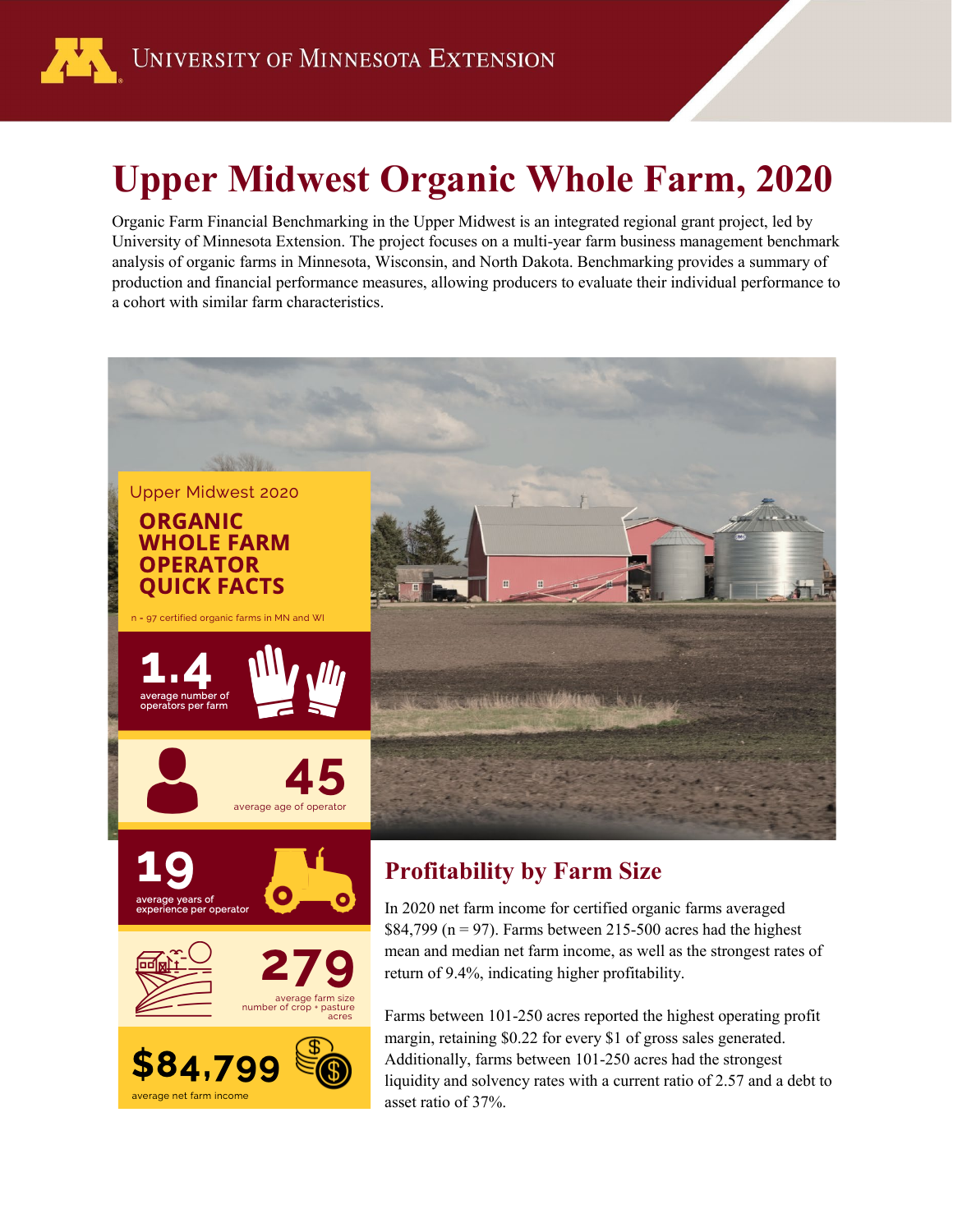University of Minnesota Extension

# Upper Midwest Organic Whole Farm, 2020

Organic Farm Financial Benchmarking in the Upper Midwest is an integrated regional grant project, led by University of Minnesota Extension. The project focuses on a multi-year farm business management benchmark analysis of organic farms in Minnesota, Wisconsin, and North Dakota. Benchmarking provides a summary of production and financial performance measures, allowing producers to evaluate their individual performance to a cohort with similar farm characteristics.

Upper Midwest 2020

**ORGANIC WHOLE FARM OPERATOR QUICK FACTS**

n - 97 certified organic farms in MN and WI

**1.4** average number of operators per farm

**45** average age of operator

**19** average years of experience per operator

**279** average farm size number of crop + pasture acres

**$84,799** average net farm income

## Profitability by Farm Size

In 2020 net farm income for certified organic farms averaged $84,799 (n = 97). Farms between 215-500 acres had the highest mean and median net farm income, as well as the strongest rates of return of 9.4%, indicating higher profitability.

Farms between 101-250 acres reported the highest operating profit margin, retaining $0.22 for every $1 of gross sales generated. Additionally, farms between 101-250 acres had the strongest liquidity and solvency rates with a current ratio of 2.57 and a debt to asset ratio of 37%.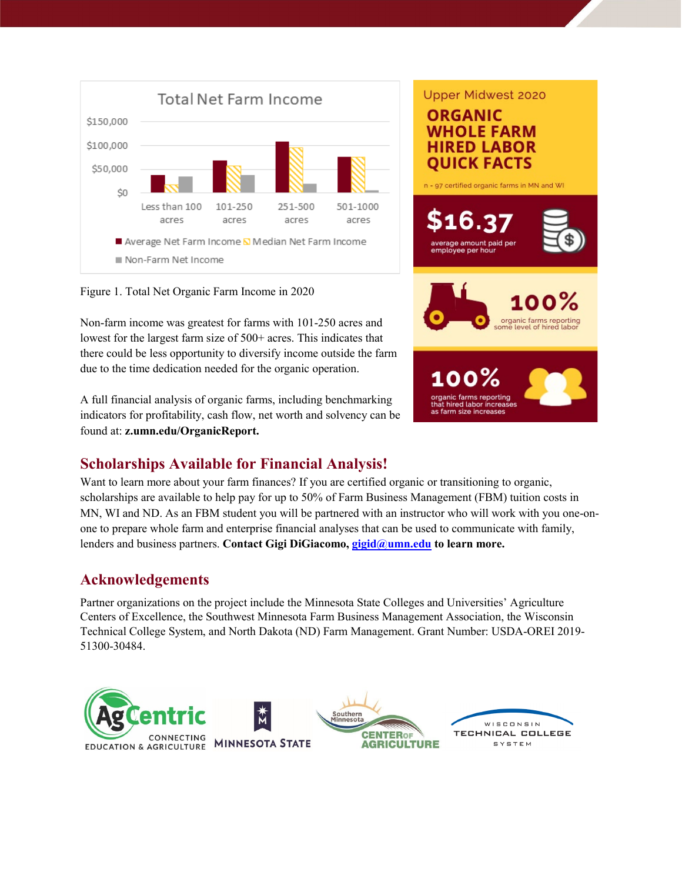Total Net Farm Income

$150,000
$100,000
$50,000
$0

Less than 100 acres | 101-250 acres | 251-500 acres | 501-1000 acres

Average Net Farm Income | Median Net Farm Income | Non-Farm Net Income

Figure 1. Total Net Organic Farm Income in 2020

Non-farm income was greatest for farms with 101-250 acres and lowest for the largest farm size of 500+ acres. This indicates that there could be less opportunity to diversify income outside the farm due to the time dedication needed for the organic operation.

A full financial analysis of organic farms, including benchmarking indicators for profitability, cash flow, net worth and solvency can be found at: **z.umn.edu/OrganicReport.**

Upper Midwest 2020

**ORGANIC WHOLE FARM HIRED LABOR QUICK FACTS**

n - 97 certified organic farms in MN and WI

**$16.37** average amount paid per employee per hour

**100%** organic farms reporting some level of hired labor

**100%** organic farms reporting that hired labor increases as farm size increases

## Scholarships Available for Financial Analysis!

Want to learn more about your farm finances? If you are certified organic or transitioning to organic, scholarships are available to help pay for up to 50% of Farm Business Management (FBM) tuition costs in MN, WI and ND. As an FBM student you will be partnered with an instructor who will work with you one-on-one to prepare whole farm and enterprise financial analyses that can be used to communicate with family, lenders and business partners. **Contact Gigi DiGiacomo, gigid@umn.edu to learn more.**

## Acknowledgements

Partner organizations on the project include the Minnesota State Colleges and Universities' Agriculture Centers of Excellence, the Southwest Minnesota Farm Business Management Association, the Wisconsin Technical College System, and North Dakota (ND) Farm Management. Grant Number: USDA-OREI 2019-51300-30484.

AgCentric CONNECTING EDUCATION & AGRICULTURE | MINNESOTA STATE | Southern Minnesota CENTER OF AGRICULTURE | WISCONSIN TECHNICAL COLLEGE SYSTEM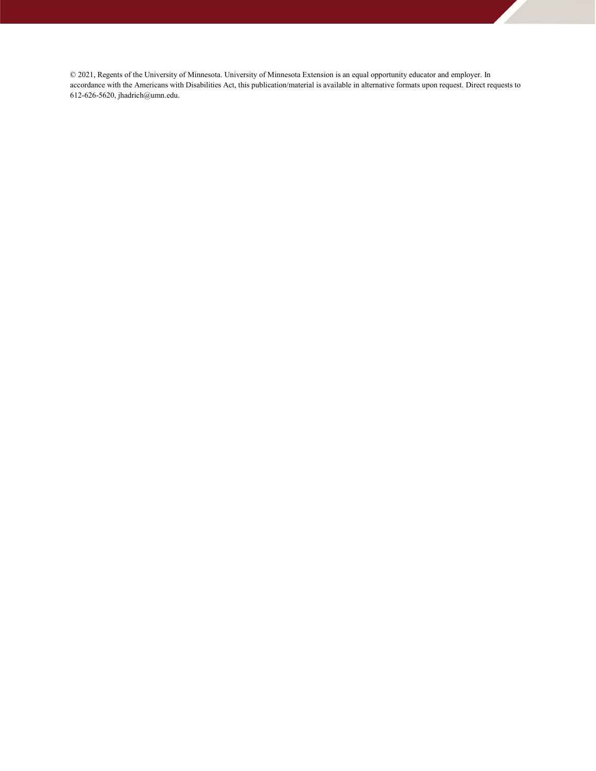© 2021, Regents of the University of Minnesota. University of Minnesota Extension is an equal opportunity educator and employer. In accordance with the Americans with Disabilities Act, this publication/material is available in alternative formats upon request. Direct requests to 612-626-5620, jhadrich@umn.edu.